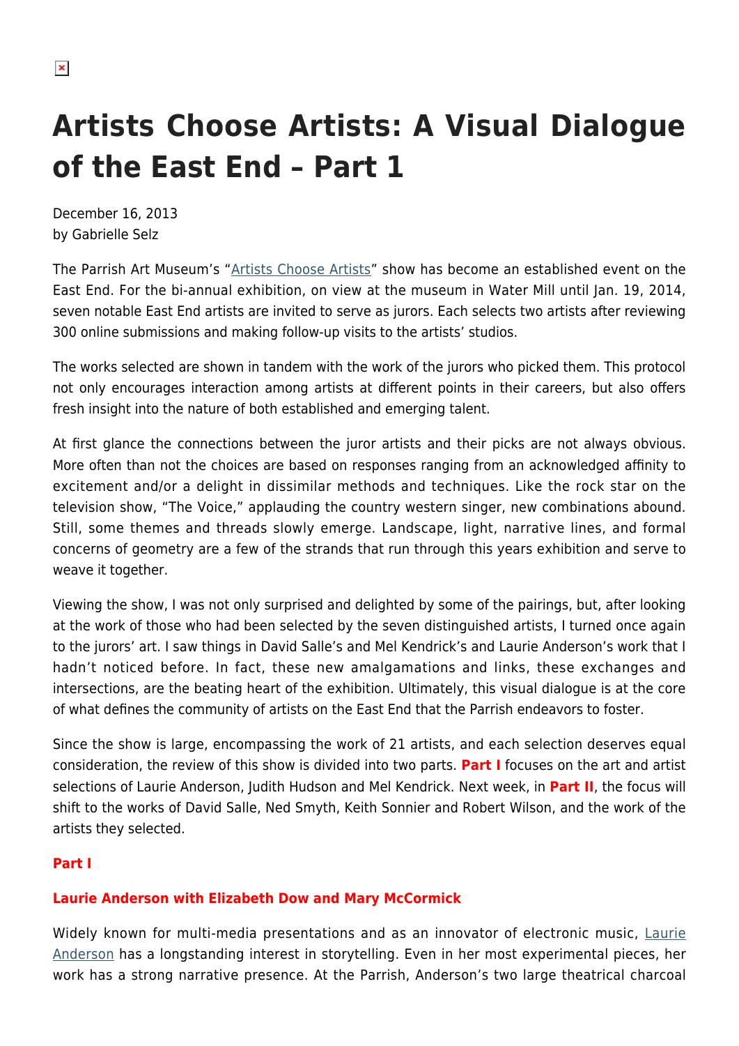# Artists Choose Artists: A Visual Dialogue of the East End – Part 1

December 16, 2013
by Gabrielle Selz

The Parrish Art Museum's "Artists Choose Artists" show has become an established event on the East End. For the bi-annual exhibition, on view at the museum in Water Mill until Jan. 19, 2014, seven notable East End artists are invited to serve as jurors. Each selects two artists after reviewing 300 online submissions and making follow-up visits to the artists' studios.

The works selected are shown in tandem with the work of the jurors who picked them. This protocol not only encourages interaction among artists at different points in their careers, but also offers fresh insight into the nature of both established and emerging talent.

At first glance the connections between the juror artists and their picks are not always obvious. More often than not the choices are based on responses ranging from an acknowledged affinity to excitement and/or a delight in dissimilar methods and techniques. Like the rock star on the television show, "The Voice," applauding the country western singer, new combinations abound. Still, some themes and threads slowly emerge. Landscape, light, narrative lines, and formal concerns of geometry are a few of the strands that run through this years exhibition and serve to weave it together.

Viewing the show, I was not only surprised and delighted by some of the pairings, but, after looking at the work of those who had been selected by the seven distinguished artists, I turned once again to the jurors' art. I saw things in David Salle's and Mel Kendrick's and Laurie Anderson's work that I hadn't noticed before. In fact, these new amalgamations and links, these exchanges and intersections, are the beating heart of the exhibition. Ultimately, this visual dialogue is at the core of what defines the community of artists on the East End that the Parrish endeavors to foster.

Since the show is large, encompassing the work of 21 artists, and each selection deserves equal consideration, the review of this show is divided into two parts. **Part I** focuses on the art and artist selections of Laurie Anderson, Judith Hudson and Mel Kendrick. Next week, in **Part II**, the focus will shift to the works of David Salle, Ned Smyth, Keith Sonnier and Robert Wilson, and the work of the artists they selected.

**Part I**

**Laurie Anderson with Elizabeth Dow and Mary McCormick**

Widely known for multi-media presentations and as an innovator of electronic music, Laurie Anderson has a longstanding interest in storytelling. Even in her most experimental pieces, her work has a strong narrative presence. At the Parrish, Anderson's two large theatrical charcoal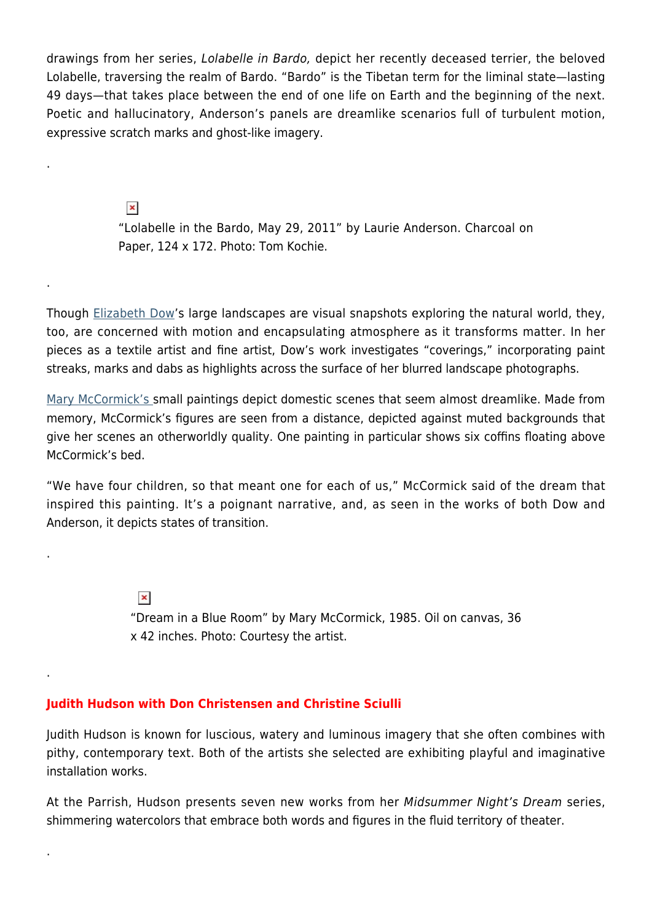drawings from her series, *Lolabelle in Bardo,* depict her recently deceased terrier, the beloved Lolabelle, traversing the realm of Bardo. "Bardo" is the Tibetan term for the liminal state—lasting 49 days—that takes place between the end of one life on Earth and the beginning of the next. Poetic and hallucinatory, Anderson's panels are dreamlike scenarios full of turbulent motion, expressive scratch marks and ghost-like imagery.

.

"Lolabelle in the Bardo, May 29, 2011" by Laurie Anderson. Charcoal on Paper, 124 x 172. Photo: Tom Kochie.

.

Though Elizabeth Dow's large landscapes are visual snapshots exploring the natural world, they, too, are concerned with motion and encapsulating atmosphere as it transforms matter. In her pieces as a textile artist and fine artist, Dow's work investigates "coverings," incorporating paint streaks, marks and dabs as highlights across the surface of her blurred landscape photographs.

Mary McCormick's small paintings depict domestic scenes that seem almost dreamlike. Made from memory, McCormick's figures are seen from a distance, depicted against muted backgrounds that give her scenes an otherworldly quality. One painting in particular shows six coffins floating above McCormick's bed.

"We have four children, so that meant one for each of us," McCormick said of the dream that inspired this painting. It's a poignant narrative, and, as seen in the works of both Dow and Anderson, it depicts states of transition.

.

"Dream in a Blue Room" by Mary McCormick, 1985. Oil on canvas, 36 x 42 inches. Photo: Courtesy the artist.

.

### Judith Hudson with Don Christensen and Christine Sciulli

Judith Hudson is known for luscious, watery and luminous imagery that she often combines with pithy, contemporary text. Both of the artists she selected are exhibiting playful and imaginative installation works.

At the Parrish, Hudson presents seven new works from her *Midsummer Night's Dream* series, shimmering watercolors that embrace both words and figures in the fluid territory of theater.

.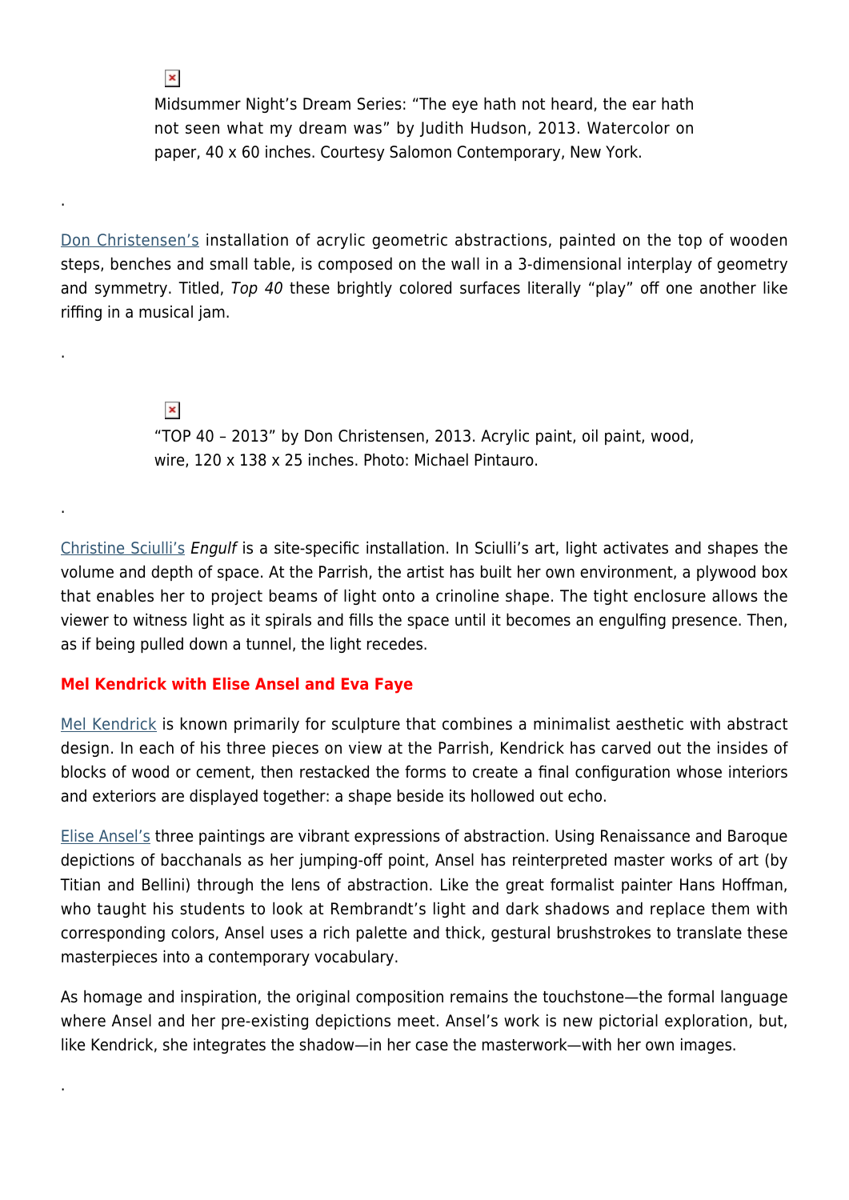Midsummer Night's Dream Series: "The eye hath not heard, the ear hath not seen what my dream was" by Judith Hudson, 2013. Watercolor on paper, 40 x 60 inches. Courtesy Salomon Contemporary, New York.

.

Don Christensen's installation of acrylic geometric abstractions, painted on the top of wooden steps, benches and small table, is composed on the wall in a 3-dimensional interplay of geometry and symmetry. Titled, *Top 40* these brightly colored surfaces literally "play" off one another like riffing in a musical jam.

.

"TOP 40 – 2013" by Don Christensen, 2013. Acrylic paint, oil paint, wood, wire, 120 x 138 x 25 inches. Photo: Michael Pintauro.

.

Christine Sciulli's *Engulf* is a site-specific installation. In Sciulli's art, light activates and shapes the volume and depth of space. At the Parrish, the artist has built her own environment, a plywood box that enables her to project beams of light onto a crinoline shape. The tight enclosure allows the viewer to witness light as it spirals and fills the space until it becomes an engulfing presence. Then, as if being pulled down a tunnel, the light recedes.

**Mel Kendrick with Elise Ansel and Eva Faye**

Mel Kendrick is known primarily for sculpture that combines a minimalist aesthetic with abstract design. In each of his three pieces on view at the Parrish, Kendrick has carved out the insides of blocks of wood or cement, then restacked the forms to create a final configuration whose interiors and exteriors are displayed together: a shape beside its hollowed out echo.

Elise Ansel's three paintings are vibrant expressions of abstraction. Using Renaissance and Baroque depictions of bacchanals as her jumping-off point, Ansel has reinterpreted master works of art (by Titian and Bellini) through the lens of abstraction. Like the great formalist painter Hans Hoffman, who taught his students to look at Rembrandt's light and dark shadows and replace them with corresponding colors, Ansel uses a rich palette and thick, gestural brushstrokes to translate these masterpieces into a contemporary vocabulary.

As homage and inspiration, the original composition remains the touchstone—the formal language where Ansel and her pre-existing depictions meet. Ansel's work is new pictorial exploration, but, like Kendrick, she integrates the shadow—in her case the masterwork—with her own images.

.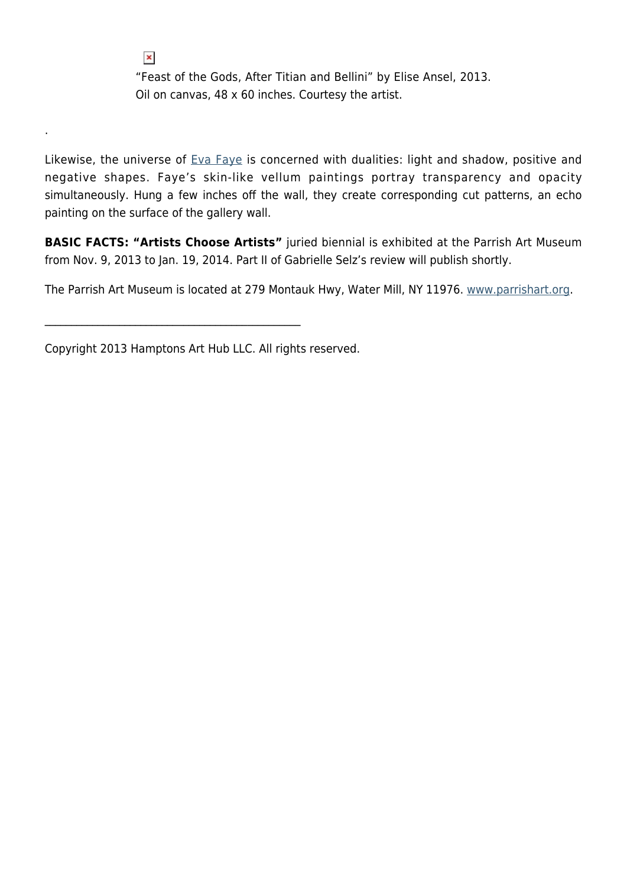“Feast of the Gods, After Titian and Bellini” by Elise Ansel, 2013.
Oil on canvas, 48 x 60 inches. Courtesy the artist.

.

Likewise, the universe of [Eva Faye] is concerned with dualities: light and shadow, positive and negative shapes. Faye’s skin-like vellum paintings portray transparency and opacity simultaneously. Hung a few inches off the wall, they create corresponding cut patterns, an echo painting on the surface of the gallery wall.

**BASIC FACTS: “Artists Choose Artists”** juried biennial is exhibited at the Parrish Art Museum from Nov. 9, 2013 to Jan. 19, 2014. Part II of Gabrielle Selz’s review will publish shortly.

The Parrish Art Museum is located at 279 Montauk Hwy, Water Mill, NY 11976. www.parrishart.org.

_______________________________________________

Copyright 2013 Hamptons Art Hub LLC. All rights reserved.